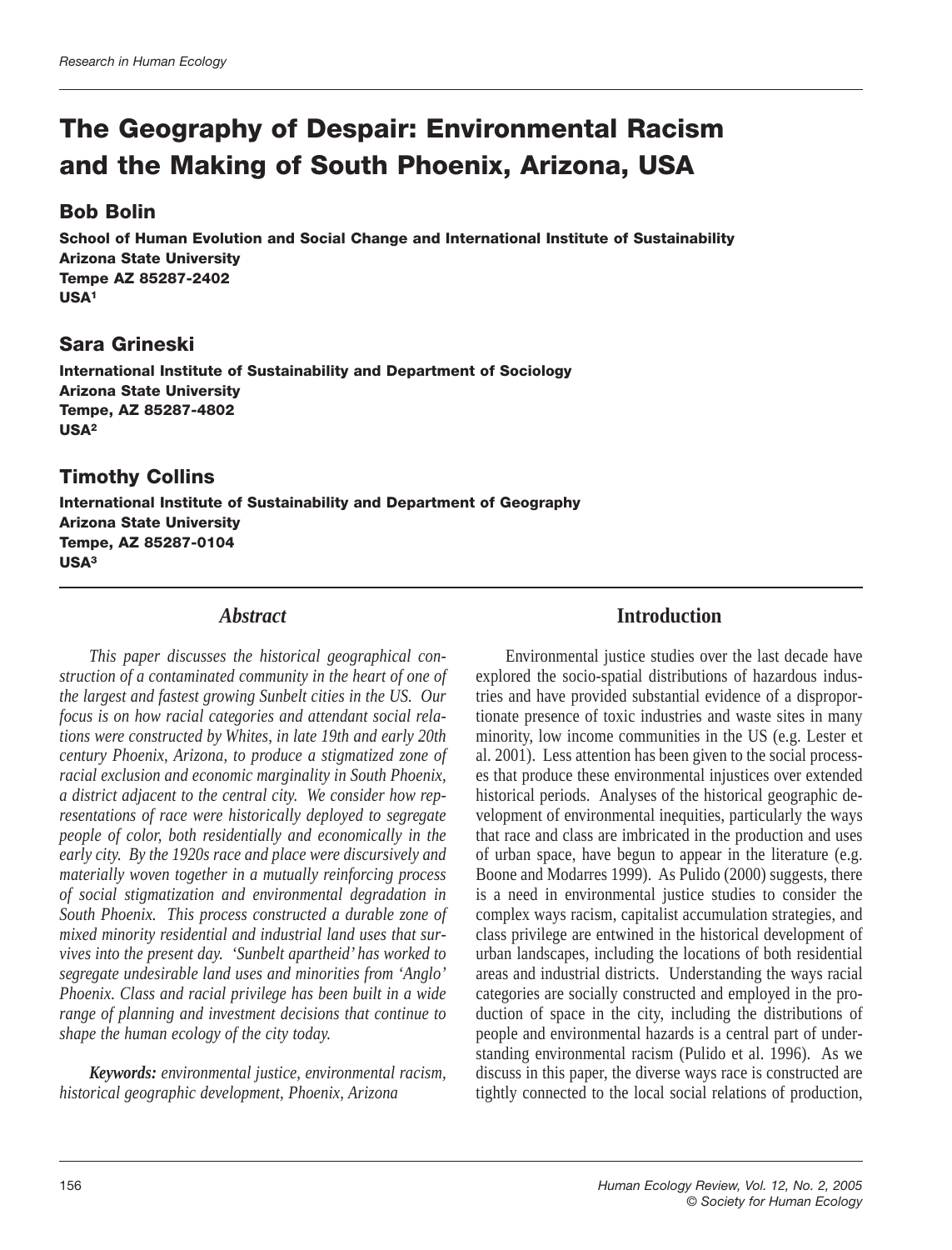# The Geography of Despair: Environmental Racism and the Making of South Phoenix, Arizona, USA

## Bob Bolin

**School of Human Evolution and Social Change and International Institute of Sustainability**
**Arizona State University**
**Tempe AZ 85287-2402**
**USA[1]**

## Sara Grineski

**International Institute of Sustainability and Department of Sociology**
**Arizona State University**
**Tempe, AZ 85287-4802**
**USA[2]**

## Timothy Collins

**International Institute of Sustainability and Department of Geography**
**Arizona State University**
**Tempe, AZ 85287-0104**
**USA[3]**

## Abstract

*This paper discusses the historical geographical construction of a contaminated community in the heart of one of the largest and fastest growing Sunbelt cities in the US. Our focus is on how racial categories and attendant social relations were constructed by Whites, in late 19th and early 20th century Phoenix, Arizona, to produce a stigmatized zone of racial exclusion and economic marginality in South Phoenix, a district adjacent to the central city. We consider how representations of race were historically deployed to segregate people of color, both residentially and economically in the early city. By the 1920s race and place were discursively and materially woven together in a mutually reinforcing process of social stigmatization and environmental degradation in South Phoenix. This process constructed a durable zone of mixed minority residential and industrial land uses that survives into the present day. 'Sunbelt apartheid' has worked to segregate undesirable land uses and minorities from 'Anglo' Phoenix. Class and racial privilege has been built in a wide range of planning and investment decisions that continue to shape the human ecology of the city today.*

***Keywords:*** *environmental justice, environmental racism, historical geographic development, Phoenix, Arizona*

## Introduction

Environmental justice studies over the last decade have explored the socio-spatial distributions of hazardous industries and have provided substantial evidence of a disproportionate presence of toxic industries and waste sites in many minority, low income communities in the US (e.g. Lester et al. 2001). Less attention has been given to the social processes that produce these environmental injustices over extended historical periods. Analyses of the historical geographic development of environmental inequities, particularly the ways that race and class are imbricated in the production and uses of urban space, have begun to appear in the literature (e.g. Boone and Modarres 1999). As Pulido (2000) suggests, there is a need in environmental justice studies to consider the complex ways racism, capitalist accumulation strategies, and class privilege are entwined in the historical development of urban landscapes, including the locations of both residential areas and industrial districts. Understanding the ways racial categories are socially constructed and employed in the production of space in the city, including the distributions of people and environmental hazards is a central part of understanding environmental racism (Pulido et al. 1996). As we discuss in this paper, the diverse ways race is constructed are tightly connected to the local social relations of production,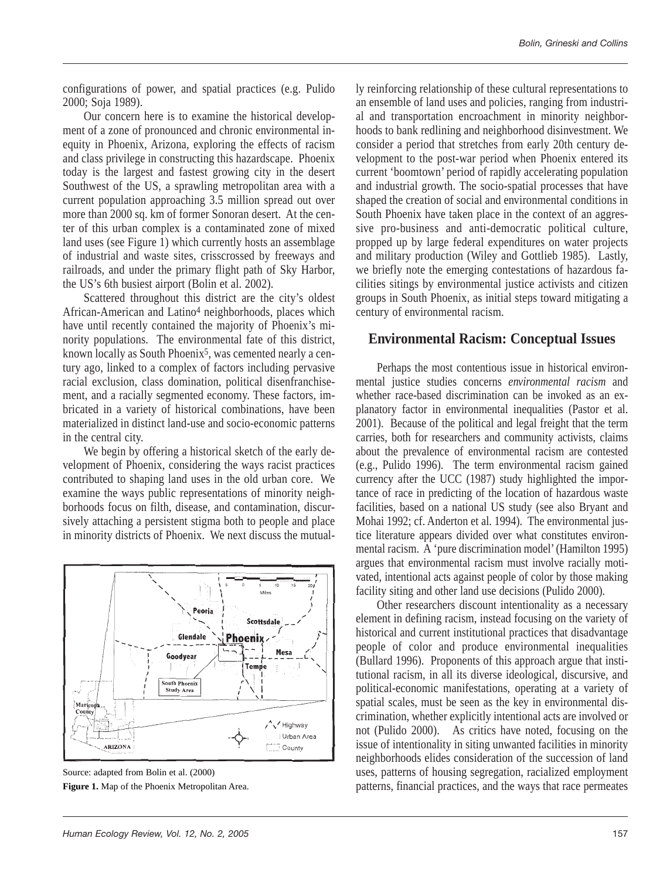configurations of power, and spatial practices (e.g. Pulido 2000; Soja 1989).

Our concern here is to examine the historical development of a zone of pronounced and chronic environmental inequity in Phoenix, Arizona, exploring the effects of racism and class privilege in constructing this hazardscape. Phoenix today is the largest and fastest growing city in the desert Southwest of the US, a sprawling metropolitan area with a current population approaching 3.5 million spread out over more than 2000 sq. km of former Sonoran desert. At the center of this urban complex is a contaminated zone of mixed land uses (see Figure 1) which currently hosts an assemblage of industrial and waste sites, crisscrossed by freeways and railroads, and under the primary flight path of Sky Harbor, the US's 6th busiest airport (Bolin et al. 2002).

Scattered throughout this district are the city's oldest African-American and Latino[4] neighborhoods, places which have until recently contained the majority of Phoenix's minority populations. The environmental fate of this district, known locally as South Phoenix[5], was cemented nearly a century ago, linked to a complex of factors including pervasive racial exclusion, class domination, political disenfranchisement, and a racially segmented economy. These factors, imbricated in a variety of historical combinations, have been materialized in distinct land-use and socio-economic patterns in the central city.

We begin by offering a historical sketch of the early development of Phoenix, considering the ways racist practices contributed to shaping land uses in the old urban core. We examine the ways public representations of minority neighborhoods focus on filth, disease, and contamination, discursively attaching a persistent stigma both to people and place in minority districts of Phoenix. We next discuss the mutually reinforcing relationship of these cultural representations to an ensemble of land uses and policies, ranging from industrial and transportation encroachment in minority neighborhoods to bank redlining and neighborhood disinvestment. We consider a period that stretches from early 20th century development to the post-war period when Phoenix entered its current 'boomtown' period of rapidly accelerating population and industrial growth. The socio-spatial processes that have shaped the creation of social and environmental conditions in South Phoenix have taken place in the context of an aggressive pro-business and anti-democratic political culture, propped up by large federal expenditures on water projects and military production (Wiley and Gottlieb 1985). Lastly, we briefly note the emerging contestations of hazardous facilities sitings by environmental justice activists and citizen groups in South Phoenix, as initial steps toward mitigating a century of environmental racism.

Source: adapted from Bolin et al. (2000)

**Figure 1.** Map of the Phoenix Metropolitan Area.

## Environmental Racism: Conceptual Issues

Perhaps the most contentious issue in historical environmental justice studies concerns *environmental racism* and whether race-based discrimination can be invoked as an explanatory factor in environmental inequalities (Pastor et al. 2001). Because of the political and legal freight that the term carries, both for researchers and community activists, claims about the prevalence of environmental racism are contested (e.g., Pulido 1996). The term environmental racism gained currency after the UCC (1987) study highlighted the importance of race in predicting of the location of hazardous waste facilities, based on a national US study (see also Bryant and Mohai 1992; cf. Anderton et al. 1994). The environmental justice literature appears divided over what constitutes environmental racism. A 'pure discrimination model' (Hamilton 1995) argues that environmental racism must involve racially motivated, intentional acts against people of color by those making facility siting and other land use decisions (Pulido 2000).

Other researchers discount intentionality as a necessary element in defining racism, instead focusing on the variety of historical and current institutional practices that disadvantage people of color and produce environmental inequalities (Bullard 1996). Proponents of this approach argue that institutional racism, in all its diverse ideological, discursive, and political-economic manifestations, operating at a variety of spatial scales, must be seen as the key in environmental discrimination, whether explicitly intentional acts are involved or not (Pulido 2000). As critics have noted, focusing on the issue of intentionality in siting unwanted facilities in minority neighborhoods elides consideration of the succession of land uses, patterns of housing segregation, racialized employment patterns, financial practices, and the ways that race permeates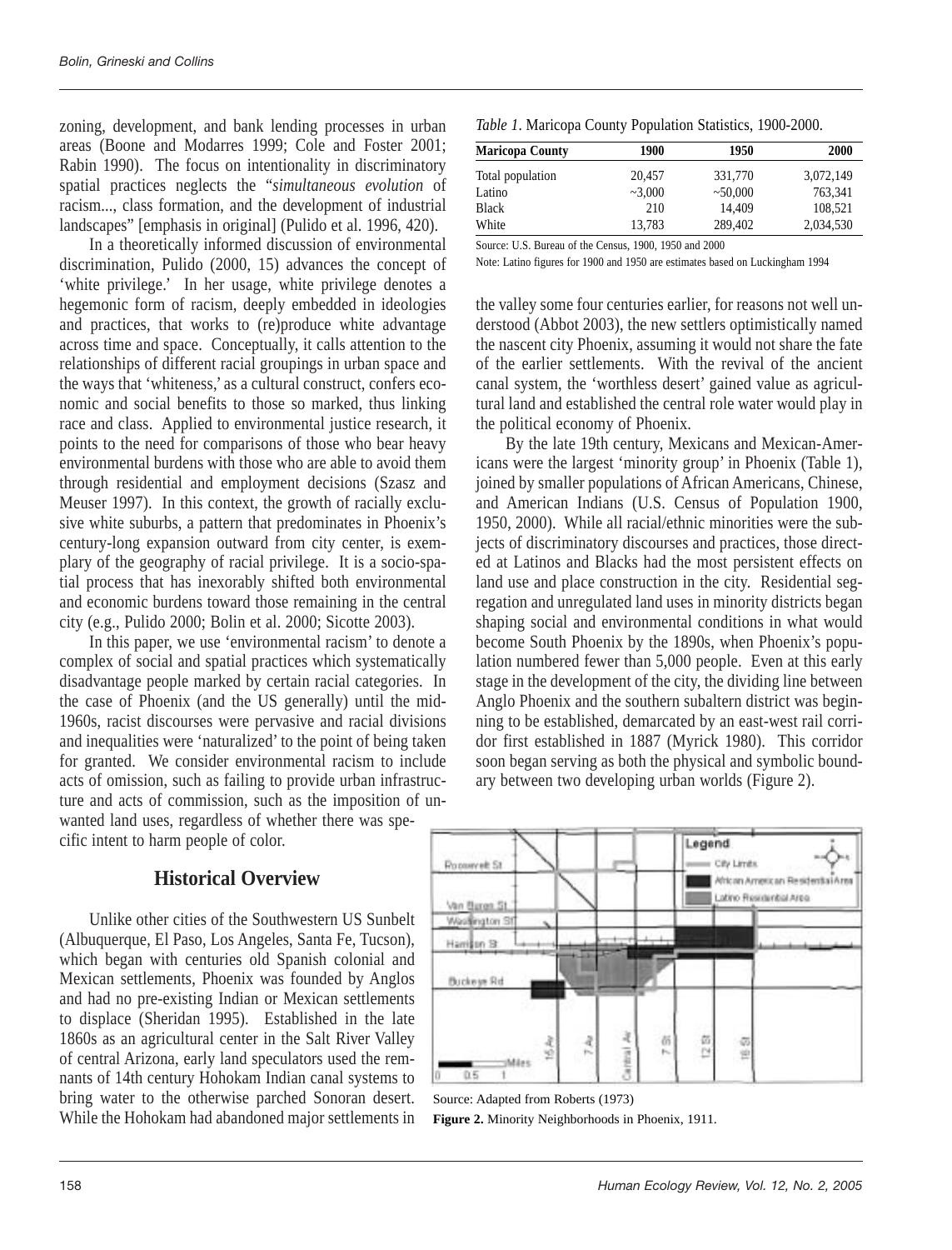zoning, development, and bank lending processes in urban areas (Boone and Modarres 1999; Cole and Foster 2001; Rabin 1990). The focus on intentionality in discriminatory spatial practices neglects the "*simultaneous evolution* of racism..., class formation, and the development of industrial landscapes" [emphasis in original] (Pulido et al. 1996, 420).

In a theoretically informed discussion of environmental discrimination, Pulido (2000, 15) advances the concept of 'white privilege.' In her usage, white privilege denotes a hegemonic form of racism, deeply embedded in ideologies and practices, that works to (re)produce white advantage across time and space. Conceptually, it calls attention to the relationships of different racial groupings in urban space and the ways that 'whiteness,' as a cultural construct, confers economic and social benefits to those so marked, thus linking race and class. Applied to environmental justice research, it points to the need for comparisons of those who bear heavy environmental burdens with those who are able to avoid them through residential and employment decisions (Szasz and Meuser 1997). In this context, the growth of racially exclusive white suburbs, a pattern that predominates in Phoenix's century-long expansion outward from city center, is exemplary of the geography of racial privilege. It is a socio-spatial process that has inexorably shifted both environmental and economic burdens toward those remaining in the central city (e.g., Pulido 2000; Bolin et al. 2000; Sicotte 2003).

In this paper, we use 'environmental racism' to denote a complex of social and spatial practices which systematically disadvantage people marked by certain racial categories. In the case of Phoenix (and the US generally) until the mid-1960s, racist discourses were pervasive and racial divisions and inequalities were 'naturalized' to the point of being taken for granted. We consider environmental racism to include acts of omission, such as failing to provide urban infrastructure and acts of commission, such as the imposition of unwanted land uses, regardless of whether there was specific intent to harm people of color.

## Historical Overview

Unlike other cities of the Southwestern US Sunbelt (Albuquerque, El Paso, Los Angeles, Santa Fe, Tucson), which began with centuries old Spanish colonial and Mexican settlements, Phoenix was founded by Anglos and had no pre-existing Indian or Mexican settlements to displace (Sheridan 1995). Established in the late 1860s as an agricultural center in the Salt River Valley of central Arizona, early land speculators used the remnants of 14th century Hohokam Indian canal systems to bring water to the otherwise parched Sonoran desert. While the Hohokam had abandoned major settlements in the valley some four centuries earlier, for reasons not well understood (Abbot 2003), the new settlers optimistically named the nascent city Phoenix, assuming it would not share the fate of the earlier settlements. With the revival of the ancient canal system, the 'worthless desert' gained value as agricultural land and established the central role water would play in the political economy of Phoenix.

*Table 1*. Maricopa County Population Statistics, 1900-2000.

| Maricopa County | 1900 | 1950 | 2000 |
|---|---|---|---|
| Total population | 20,457 | 331,770 | 3,072,149 |
| Latino | ~3,000 | ~50,000 | 763,341 |
| Black | 210 | 14,409 | 108,521 |
| White | 13,783 | 289,402 | 2,034,530 |

Source: U.S. Bureau of the Census, 1900, 1950 and 2000

Note: Latino figures for 1900 and 1950 are estimates based on Luckingham 1994

By the late 19th century, Mexicans and Mexican-Americans were the largest 'minority group' in Phoenix (Table 1), joined by smaller populations of African Americans, Chinese, and American Indians (U.S. Census of Population 1900, 1950, 2000). While all racial/ethnic minorities were the subjects of discriminatory discourses and practices, those directed at Latinos and Blacks had the most persistent effects on land use and place construction in the city. Residential segregation and unregulated land uses in minority districts began shaping social and environmental conditions in what would become South Phoenix by the 1890s, when Phoenix's population numbered fewer than 5,000 people. Even at this early stage in the development of the city, the dividing line between Anglo Phoenix and the southern subaltern district was beginning to be established, demarcated by an east-west rail corridor first established in 1887 (Myrick 1980). This corridor soon began serving as both the physical and symbolic boundary between two developing urban worlds (Figure 2).

Source: Adapted from Roberts (1973)

**Figure 2.** Minority Neighborhoods in Phoenix, 1911.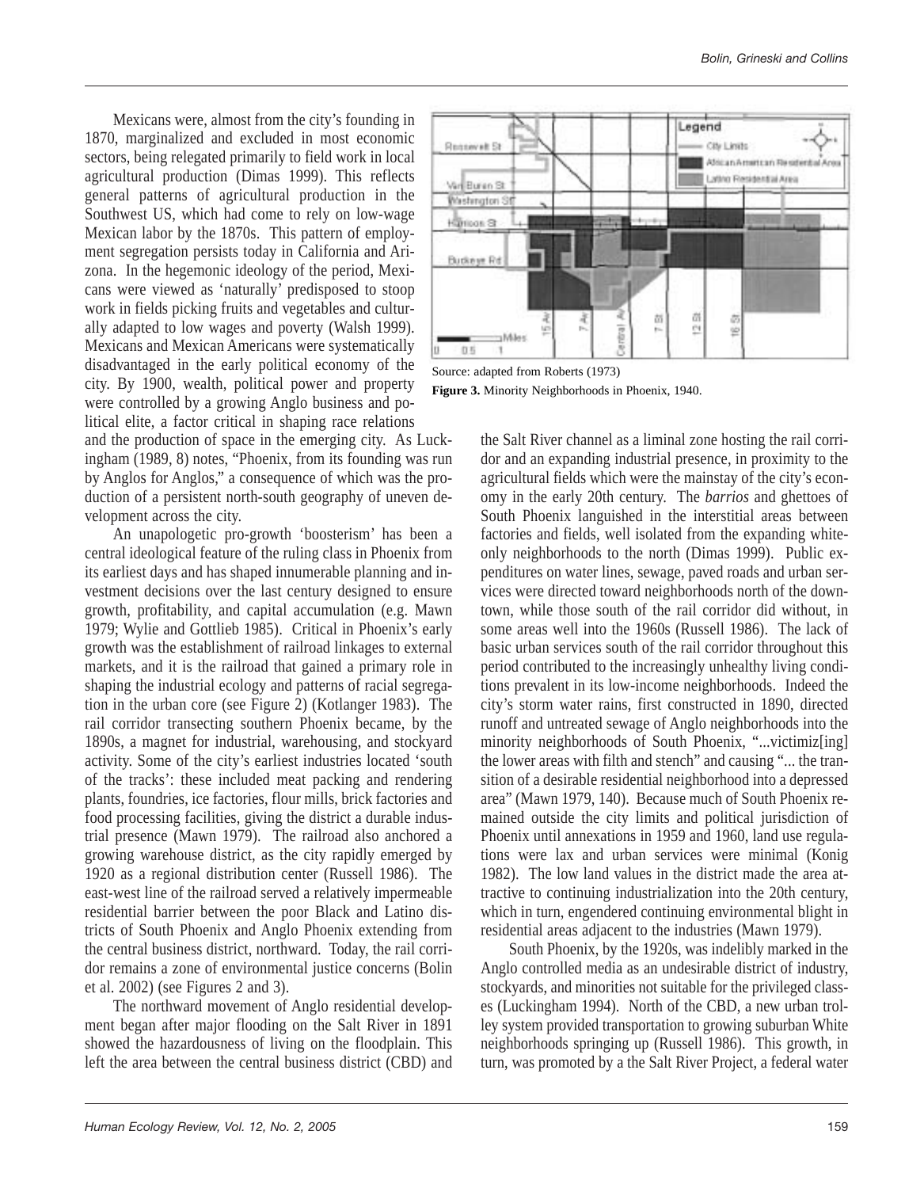Mexicans were, almost from the city's founding in 1870, marginalized and excluded in most economic sectors, being relegated primarily to field work in local agricultural production (Dimas 1999). This reflects general patterns of agricultural production in the Southwest US, which had come to rely on low-wage Mexican labor by the 1870s. This pattern of employment segregation persists today in California and Arizona. In the hegemonic ideology of the period, Mexicans were viewed as 'naturally' predisposed to stoop work in fields picking fruits and vegetables and culturally adapted to low wages and poverty (Walsh 1999). Mexicans and Mexican Americans were systematically disadvantaged in the early political economy of the city. By 1900, wealth, political power and property were controlled by a growing Anglo business and political elite, a factor critical in shaping race relations and the production of space in the emerging city. As Luckingham (1989, 8) notes, "Phoenix, from its founding was run by Anglos for Anglos," a consequence of which was the production of a persistent north-south geography of uneven development across the city.

An unapologetic pro-growth 'boosterism' has been a central ideological feature of the ruling class in Phoenix from its earliest days and has shaped innumerable planning and investment decisions over the last century designed to ensure growth, profitability, and capital accumulation (e.g. Mawn 1979; Wylie and Gottlieb 1985). Critical in Phoenix's early growth was the establishment of railroad linkages to external markets, and it is the railroad that gained a primary role in shaping the industrial ecology and patterns of racial segregation in the urban core (see Figure 2) (Kotlanger 1983). The rail corridor transecting southern Phoenix became, by the 1890s, a magnet for industrial, warehousing, and stockyard activity. Some of the city's earliest industries located 'south of the tracks': these included meat packing and rendering plants, foundries, ice factories, flour mills, brick factories and food processing facilities, giving the district a durable industrial presence (Mawn 1979). The railroad also anchored a growing warehouse district, as the city rapidly emerged by 1920 as a regional distribution center (Russell 1986). The east-west line of the railroad served a relatively impermeable residential barrier between the poor Black and Latino districts of South Phoenix and Anglo Phoenix extending from the central business district, northward. Today, the rail corridor remains a zone of environmental justice concerns (Bolin et al. 2002) (see Figures 2 and 3).

The northward movement of Anglo residential development began after major flooding on the Salt River in 1891 showed the hazardousness of living on the floodplain. This left the area between the central business district (CBD) and the Salt River channel as a liminal zone hosting the rail corridor and an expanding industrial presence, in proximity to the agricultural fields which were the mainstay of the city's economy in the early 20th century. The *barrios* and ghettoes of South Phoenix languished in the interstitial areas between factories and fields, well isolated from the expanding white-only neighborhoods to the north (Dimas 1999). Public expenditures on water lines, sewage, paved roads and urban services were directed toward neighborhoods north of the downtown, while those south of the rail corridor did without, in some areas well into the 1960s (Russell 1986). The lack of basic urban services south of the rail corridor throughout this period contributed to the increasingly unhealthy living conditions prevalent in its low-income neighborhoods. Indeed the city's storm water rains, first constructed in 1890, directed runoff and untreated sewage of Anglo neighborhoods into the minority neighborhoods of South Phoenix, "...victimiz[ing] the lower areas with filth and stench" and causing "... the transition of a desirable residential neighborhood into a depressed area" (Mawn 1979, 140). Because much of South Phoenix remained outside the city limits and political jurisdiction of Phoenix until annexations in 1959 and 1960, land use regulations were lax and urban services were minimal (Konig 1982). The low land values in the district made the area attractive to continuing industrialization into the 20th century, which in turn, engendered continuing environmental blight in residential areas adjacent to the industries (Mawn 1979).

Source: adapted from Roberts (1973)

**Figure 3.** Minority Neighborhoods in Phoenix, 1940.

South Phoenix, by the 1920s, was indelibly marked in the Anglo controlled media as an undesirable district of industry, stockyards, and minorities not suitable for the privileged classes (Luckingham 1994). North of the CBD, a new urban trolley system provided transportation to growing suburban White neighborhoods springing up (Russell 1986). This growth, in turn, was promoted by a the Salt River Project, a federal water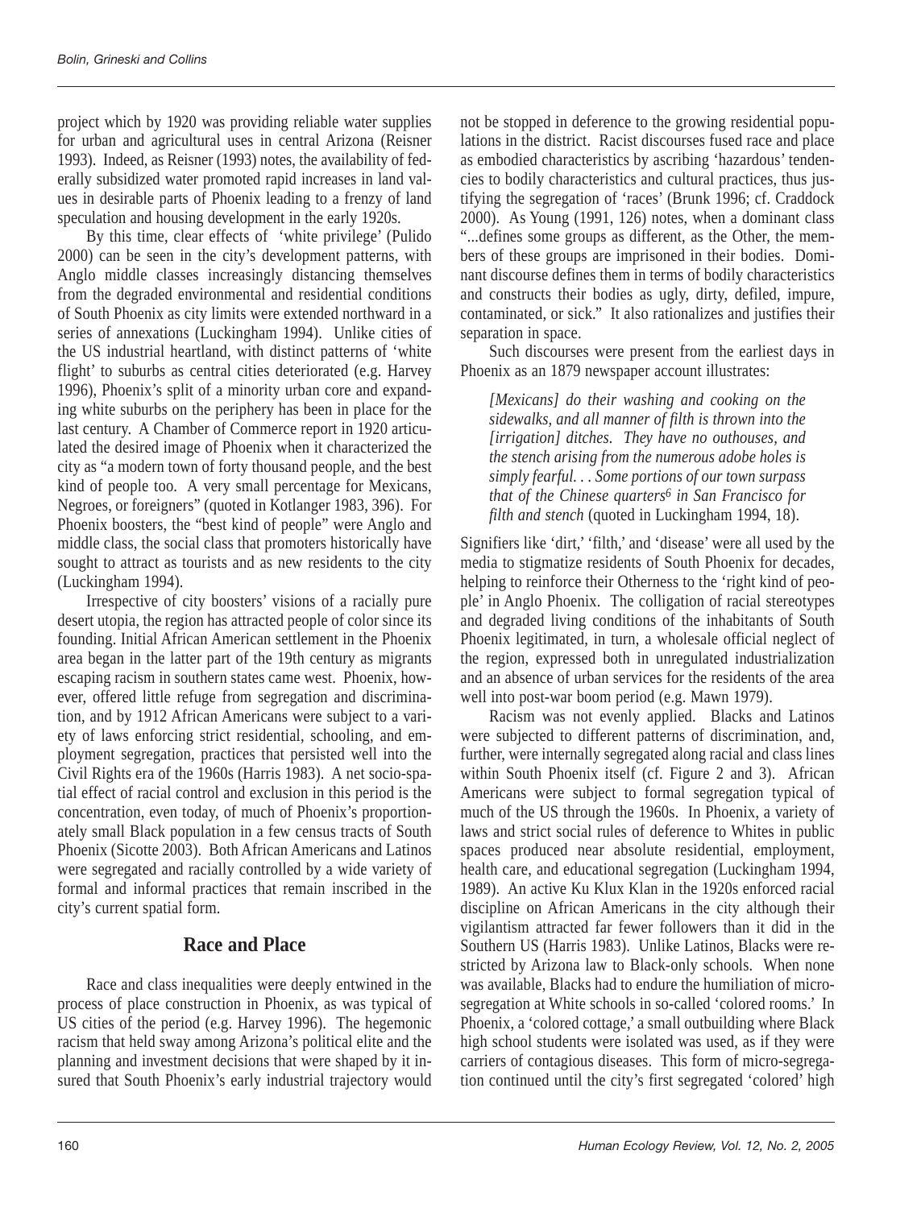project which by 1920 was providing reliable water supplies for urban and agricultural uses in central Arizona (Reisner 1993). Indeed, as Reisner (1993) notes, the availability of federally subsidized water promoted rapid increases in land values in desirable parts of Phoenix leading to a frenzy of land speculation and housing development in the early 1920s.

By this time, clear effects of 'white privilege' (Pulido 2000) can be seen in the city's development patterns, with Anglo middle classes increasingly distancing themselves from the degraded environmental and residential conditions of South Phoenix as city limits were extended northward in a series of annexations (Luckingham 1994). Unlike cities of the US industrial heartland, with distinct patterns of 'white flight' to suburbs as central cities deteriorated (e.g. Harvey 1996), Phoenix's split of a minority urban core and expanding white suburbs on the periphery has been in place for the last century. A Chamber of Commerce report in 1920 articulated the desired image of Phoenix when it characterized the city as "a modern town of forty thousand people, and the best kind of people too. A very small percentage for Mexicans, Negroes, or foreigners" (quoted in Kotlanger 1983, 396). For Phoenix boosters, the "best kind of people" were Anglo and middle class, the social class that promoters historically have sought to attract as tourists and as new residents to the city (Luckingham 1994).

Irrespective of city boosters' visions of a racially pure desert utopia, the region has attracted people of color since its founding. Initial African American settlement in the Phoenix area began in the latter part of the 19th century as migrants escaping racism in southern states came west. Phoenix, however, offered little refuge from segregation and discrimination, and by 1912 African Americans were subject to a variety of laws enforcing strict residential, schooling, and employment segregation, practices that persisted well into the Civil Rights era of the 1960s (Harris 1983). A net socio-spatial effect of racial control and exclusion in this period is the concentration, even today, of much of Phoenix's proportionately small Black population in a few census tracts of South Phoenix (Sicotte 2003). Both African Americans and Latinos were segregated and racially controlled by a wide variety of formal and informal practices that remain inscribed in the city's current spatial form.

## Race and Place

Race and class inequalities were deeply entwined in the process of place construction in Phoenix, as was typical of US cities of the period (e.g. Harvey 1996). The hegemonic racism that held sway among Arizona's political elite and the planning and investment decisions that were shaped by it insured that South Phoenix's early industrial trajectory would not be stopped in deference to the growing residential populations in the district. Racist discourses fused race and place as embodied characteristics by ascribing 'hazardous' tendencies to bodily characteristics and cultural practices, thus justifying the segregation of 'races' (Brunk 1996; cf. Craddock 2000). As Young (1991, 126) notes, when a dominant class "...defines some groups as different, as the Other, the members of these groups are imprisoned in their bodies. Dominant discourse defines them in terms of bodily characteristics and constructs their bodies as ugly, dirty, defiled, impure, contaminated, or sick." It also rationalizes and justifies their separation in space.

Such discourses were present from the earliest days in Phoenix as an 1879 newspaper account illustrates:

> *[Mexicans] do their washing and cooking on the sidewalks, and all manner of filth is thrown into the [irrigation] ditches. They have no outhouses, and the stench arising from the numerous adobe holes is simply fearful. . . Some portions of our town surpass that of the Chinese quarters[6] in San Francisco for filth and stench* (quoted in Luckingham 1994, 18).

Signifiers like 'dirt,' 'filth,' and 'disease' were all used by the media to stigmatize residents of South Phoenix for decades, helping to reinforce their Otherness to the 'right kind of people' in Anglo Phoenix. The colligation of racial stereotypes and degraded living conditions of the inhabitants of South Phoenix legitimated, in turn, a wholesale official neglect of the region, expressed both in unregulated industrialization and an absence of urban services for the residents of the area well into post-war boom period (e.g. Mawn 1979).

Racism was not evenly applied. Blacks and Latinos were subjected to different patterns of discrimination, and, further, were internally segregated along racial and class lines within South Phoenix itself (cf. Figure 2 and 3). African Americans were subject to formal segregation typical of much of the US through the 1960s. In Phoenix, a variety of laws and strict social rules of deference to Whites in public spaces produced near absolute residential, employment, health care, and educational segregation (Luckingham 1994, 1989). An active Ku Klux Klan in the 1920s enforced racial discipline on African Americans in the city although their vigilantism attracted far fewer followers than it did in the Southern US (Harris 1983). Unlike Latinos, Blacks were restricted by Arizona law to Black-only schools. When none was available, Blacks had to endure the humiliation of micro-segregation at White schools in so-called 'colored rooms.' In Phoenix, a 'colored cottage,' a small outbuilding where Black high school students were isolated was used, as if they were carriers of contagious diseases. This form of micro-segregation continued until the city's first segregated 'colored' high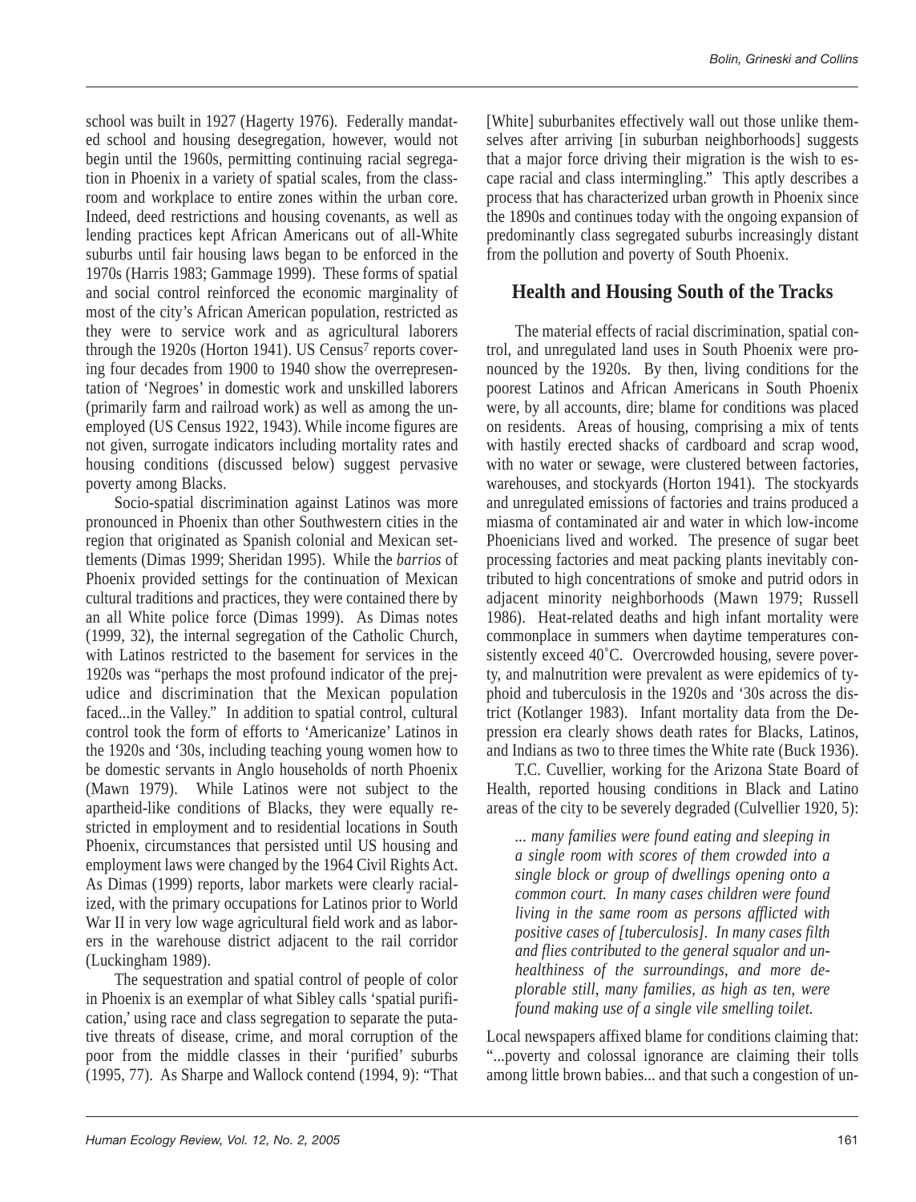school was built in 1927 (Hagerty 1976). Federally mandated school and housing desegregation, however, would not begin until the 1960s, permitting continuing racial segregation in Phoenix in a variety of spatial scales, from the classroom and workplace to entire zones within the urban core. Indeed, deed restrictions and housing covenants, as well as lending practices kept African Americans out of all-White suburbs until fair housing laws began to be enforced in the 1970s (Harris 1983; Gammage 1999). These forms of spatial and social control reinforced the economic marginality of most of the city's African American population, restricted as they were to service work and as agricultural laborers through the 1920s (Horton 1941). US Census[7] reports covering four decades from 1900 to 1940 show the overrepresentation of 'Negroes' in domestic work and unskilled laborers (primarily farm and railroad work) as well as among the unemployed (US Census 1922, 1943). While income figures are not given, surrogate indicators including mortality rates and housing conditions (discussed below) suggest pervasive poverty among Blacks.

Socio-spatial discrimination against Latinos was more pronounced in Phoenix than other Southwestern cities in the region that originated as Spanish colonial and Mexican settlements (Dimas 1999; Sheridan 1995). While the *barrios* of Phoenix provided settings for the continuation of Mexican cultural traditions and practices, they were contained there by an all White police force (Dimas 1999). As Dimas notes (1999, 32), the internal segregation of the Catholic Church, with Latinos restricted to the basement for services in the 1920s was "perhaps the most profound indicator of the prejudice and discrimination that the Mexican population faced...in the Valley." In addition to spatial control, cultural control took the form of efforts to 'Americanize' Latinos in the 1920s and '30s, including teaching young women how to be domestic servants in Anglo households of north Phoenix (Mawn 1979). While Latinos were not subject to the apartheid-like conditions of Blacks, they were equally restricted in employment and to residential locations in South Phoenix, circumstances that persisted until US housing and employment laws were changed by the 1964 Civil Rights Act. As Dimas (1999) reports, labor markets were clearly racialized, with the primary occupations for Latinos prior to World War II in very low wage agricultural field work and as laborers in the warehouse district adjacent to the rail corridor (Luckingham 1989).

The sequestration and spatial control of people of color in Phoenix is an exemplar of what Sibley calls 'spatial purification,' using race and class segregation to separate the putative threats of disease, crime, and moral corruption of the poor from the middle classes in their 'purified' suburbs (1995, 77). As Sharpe and Wallock contend (1994, 9): "That [White] suburbanites effectively wall out those unlike themselves after arriving [in suburban neighborhoods] suggests that a major force driving their migration is the wish to escape racial and class intermingling." This aptly describes a process that has characterized urban growth in Phoenix since the 1890s and continues today with the ongoing expansion of predominantly class segregated suburbs increasingly distant from the pollution and poverty of South Phoenix.

## Health and Housing South of the Tracks

The material effects of racial discrimination, spatial control, and unregulated land uses in South Phoenix were pronounced by the 1920s. By then, living conditions for the poorest Latinos and African Americans in South Phoenix were, by all accounts, dire; blame for conditions was placed on residents. Areas of housing, comprising a mix of tents with hastily erected shacks of cardboard and scrap wood, with no water or sewage, were clustered between factories, warehouses, and stockyards (Horton 1941). The stockyards and unregulated emissions of factories and trains produced a miasma of contaminated air and water in which low-income Phoenicians lived and worked. The presence of sugar beet processing factories and meat packing plants inevitably contributed to high concentrations of smoke and putrid odors in adjacent minority neighborhoods (Mawn 1979; Russell 1986). Heat-related deaths and high infant mortality were commonplace in summers when daytime temperatures consistently exceed 40˚C. Overcrowded housing, severe poverty, and malnutrition were prevalent as were epidemics of typhoid and tuberculosis in the 1920s and '30s across the district (Kotlanger 1983). Infant mortality data from the Depression era clearly shows death rates for Blacks, Latinos, and Indians as two to three times the White rate (Buck 1936).

T.C. Cuvellier, working for the Arizona State Board of Health, reported housing conditions in Black and Latino areas of the city to be severely degraded (Culvellier 1920, 5):

> *... many families were found eating and sleeping in a single room with scores of them crowded into a single block or group of dwellings opening onto a common court. In many cases children were found living in the same room as persons afflicted with positive cases of [tuberculosis]. In many cases filth and flies contributed to the general squalor and unhealthiness of the surroundings, and more deplorable still, many families, as high as ten, were found making use of a single vile smelling toilet.*

Local newspapers affixed blame for conditions claiming that: "...poverty and colossal ignorance are claiming their tolls among little brown babies... and that such a congestion of un-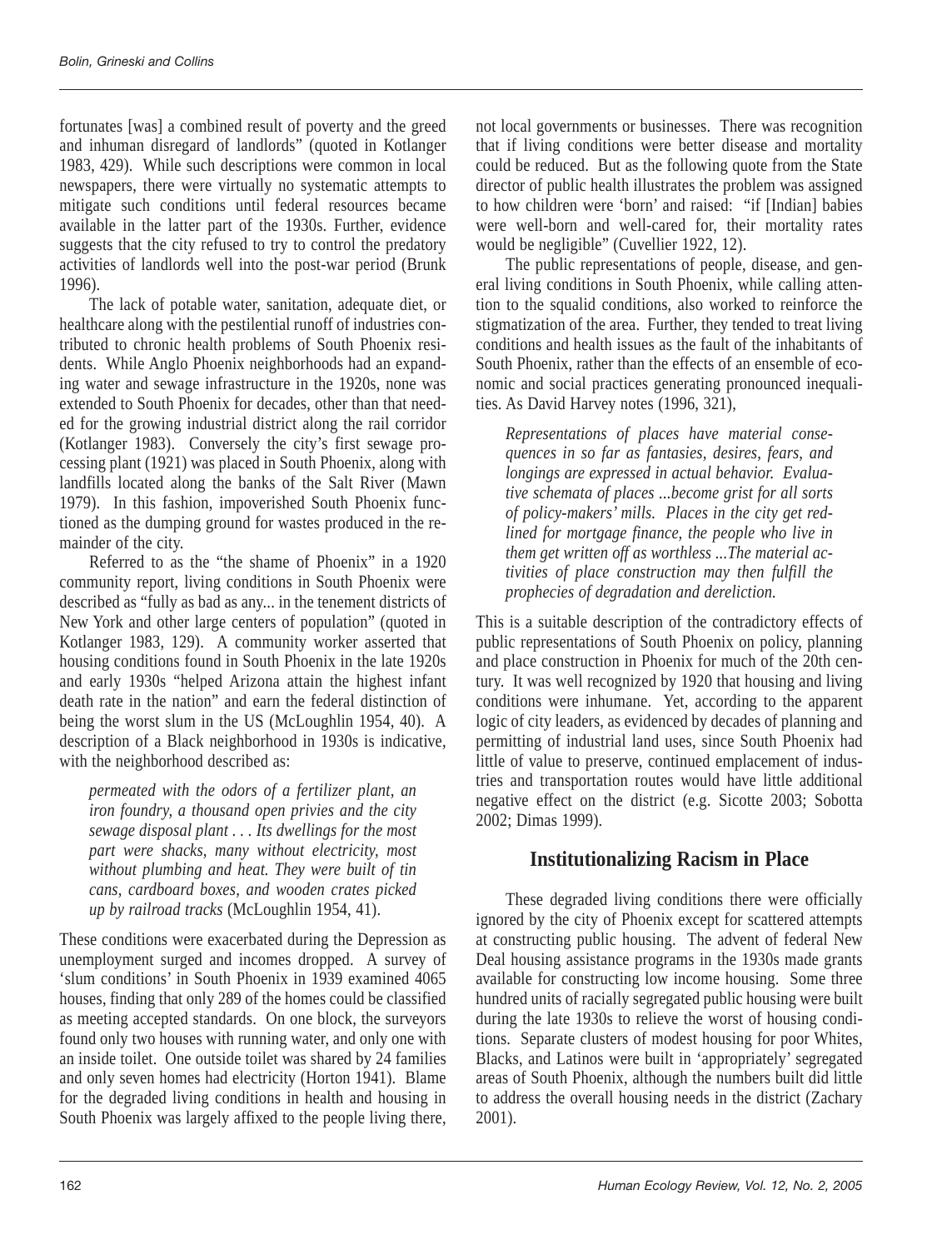fortunates [was] a combined result of poverty and the greed and inhuman disregard of landlords" (quoted in Kotlanger 1983, 429). While such descriptions were common in local newspapers, there were virtually no systematic attempts to mitigate such conditions until federal resources became available in the latter part of the 1930s. Further, evidence suggests that the city refused to try to control the predatory activities of landlords well into the post-war period (Brunk 1996).

The lack of potable water, sanitation, adequate diet, or healthcare along with the pestilential runoff of industries contributed to chronic health problems of South Phoenix residents. While Anglo Phoenix neighborhoods had an expanding water and sewage infrastructure in the 1920s, none was extended to South Phoenix for decades, other than that needed for the growing industrial district along the rail corridor (Kotlanger 1983). Conversely the city's first sewage processing plant (1921) was placed in South Phoenix, along with landfills located along the banks of the Salt River (Mawn 1979). In this fashion, impoverished South Phoenix functioned as the dumping ground for wastes produced in the remainder of the city.

Referred to as the "the shame of Phoenix" in a 1920 community report, living conditions in South Phoenix were described as "fully as bad as any... in the tenement districts of New York and other large centers of population" (quoted in Kotlanger 1983, 129). A community worker asserted that housing conditions found in South Phoenix in the late 1920s and early 1930s "helped Arizona attain the highest infant death rate in the nation" and earn the federal distinction of being the worst slum in the US (McLoughlin 1954, 40). A description of a Black neighborhood in 1930s is indicative, with the neighborhood described as:

> *permeated with the odors of a fertilizer plant, an iron foundry, a thousand open privies and the city sewage disposal plant . . . Its dwellings for the most part were shacks, many without electricity, most without plumbing and heat. They were built of tin cans, cardboard boxes, and wooden crates picked up by railroad tracks* (McLoughlin 1954, 41).

These conditions were exacerbated during the Depression as unemployment surged and incomes dropped. A survey of 'slum conditions' in South Phoenix in 1939 examined 4065 houses, finding that only 289 of the homes could be classified as meeting accepted standards. On one block, the surveyors found only two houses with running water, and only one with an inside toilet. One outside toilet was shared by 24 families and only seven homes had electricity (Horton 1941). Blame for the degraded living conditions in health and housing in South Phoenix was largely affixed to the people living there, not local governments or businesses. There was recognition that if living conditions were better disease and mortality could be reduced. But as the following quote from the State director of public health illustrates the problem was assigned to how children were 'born' and raised: "if [Indian] babies were well-born and well-cared for, their mortality rates would be negligible" (Cuvellier 1922, 12).

The public representations of people, disease, and general living conditions in South Phoenix, while calling attention to the squalid conditions, also worked to reinforce the stigmatization of the area. Further, they tended to treat living conditions and health issues as the fault of the inhabitants of South Phoenix, rather than the effects of an ensemble of economic and social practices generating pronounced inequalities. As David Harvey notes (1996, 321),

> *Representations of places have material consequences in so far as fantasies, desires, fears, and longings are expressed in actual behavior. Evaluative schemata of places ...become grist for all sorts of policy-makers' mills. Places in the city get redlined for mortgage finance, the people who live in them get written off as worthless ...The material activities of place construction may then fulfill the prophecies of degradation and dereliction.*

This is a suitable description of the contradictory effects of public representations of South Phoenix on policy, planning and place construction in Phoenix for much of the 20th century. It was well recognized by 1920 that housing and living conditions were inhumane. Yet, according to the apparent logic of city leaders, as evidenced by decades of planning and permitting of industrial land uses, since South Phoenix had little of value to preserve, continued emplacement of industries and transportation routes would have little additional negative effect on the district (e.g. Sicotte 2003; Sobotta 2002; Dimas 1999).

## Institutionalizing Racism in Place

These degraded living conditions there were officially ignored by the city of Phoenix except for scattered attempts at constructing public housing. The advent of federal New Deal housing assistance programs in the 1930s made grants available for constructing low income housing. Some three hundred units of racially segregated public housing were built during the late 1930s to relieve the worst of housing conditions. Separate clusters of modest housing for poor Whites, Blacks, and Latinos were built in 'appropriately' segregated areas of South Phoenix, although the numbers built did little to address the overall housing needs in the district (Zachary 2001).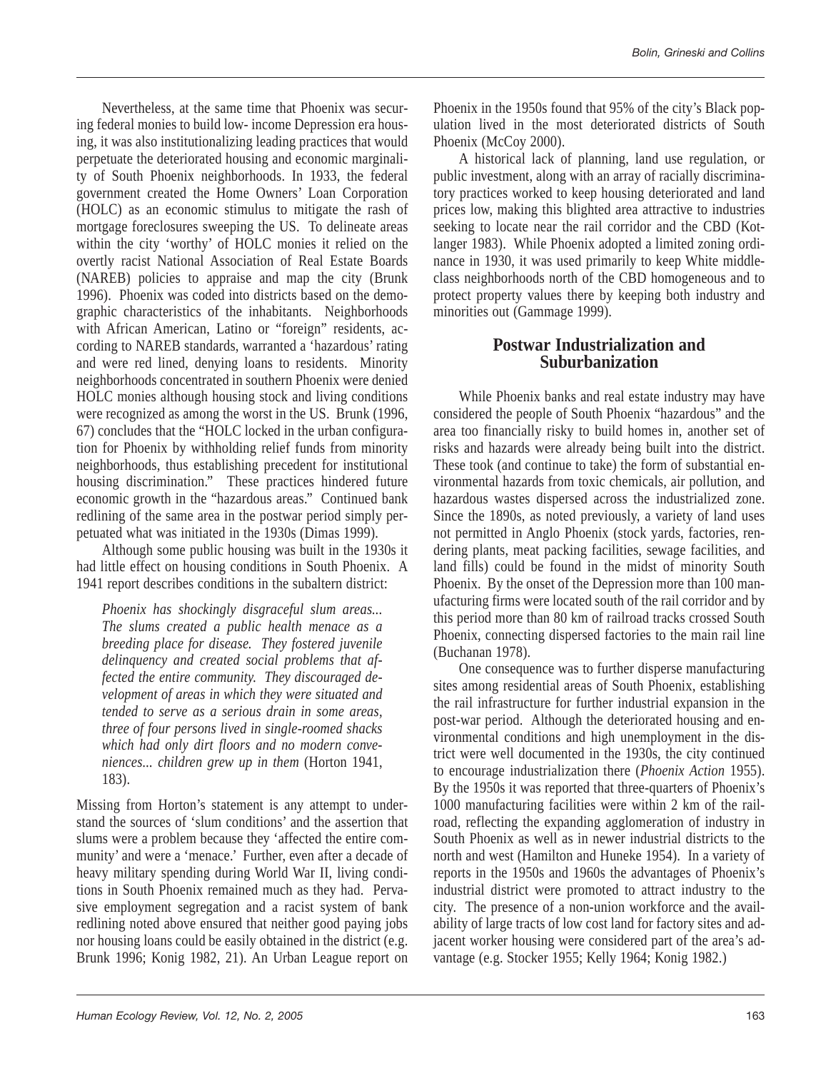Nevertheless, at the same time that Phoenix was securing federal monies to build low- income Depression era housing, it was also institutionalizing leading practices that would perpetuate the deteriorated housing and economic marginality of South Phoenix neighborhoods. In 1933, the federal government created the Home Owners' Loan Corporation (HOLC) as an economic stimulus to mitigate the rash of mortgage foreclosures sweeping the US. To delineate areas within the city 'worthy' of HOLC monies it relied on the overtly racist National Association of Real Estate Boards (NAREB) policies to appraise and map the city (Brunk 1996). Phoenix was coded into districts based on the demographic characteristics of the inhabitants. Neighborhoods with African American, Latino or "foreign" residents, according to NAREB standards, warranted a 'hazardous' rating and were red lined, denying loans to residents. Minority neighborhoods concentrated in southern Phoenix were denied HOLC monies although housing stock and living conditions were recognized as among the worst in the US. Brunk (1996, 67) concludes that the "HOLC locked in the urban configuration for Phoenix by withholding relief funds from minority neighborhoods, thus establishing precedent for institutional housing discrimination." These practices hindered future economic growth in the "hazardous areas." Continued bank redlining of the same area in the postwar period simply perpetuated what was initiated in the 1930s (Dimas 1999).

Although some public housing was built in the 1930s it had little effect on housing conditions in South Phoenix. A 1941 report describes conditions in the subaltern district:

> *Phoenix has shockingly disgraceful slum areas... The slums created a public health menace as a breeding place for disease. They fostered juvenile delinquency and created social problems that affected the entire community. They discouraged development of areas in which they were situated and tended to serve as a serious drain in some areas, three of four persons lived in single-roomed shacks which had only dirt floors and no modern conveniences... children grew up in them* (Horton 1941, 183).

Missing from Horton's statement is any attempt to understand the sources of 'slum conditions' and the assertion that slums were a problem because they 'affected the entire community' and were a 'menace.' Further, even after a decade of heavy military spending during World War II, living conditions in South Phoenix remained much as they had. Pervasive employment segregation and a racist system of bank redlining noted above ensured that neither good paying jobs nor housing loans could be easily obtained in the district (e.g. Brunk 1996; Konig 1982, 21). An Urban League report on Phoenix in the 1950s found that 95% of the city's Black population lived in the most deteriorated districts of South Phoenix (McCoy 2000).

A historical lack of planning, land use regulation, or public investment, along with an array of racially discriminatory practices worked to keep housing deteriorated and land prices low, making this blighted area attractive to industries seeking to locate near the rail corridor and the CBD (Kotlanger 1983). While Phoenix adopted a limited zoning ordinance in 1930, it was used primarily to keep White middle-class neighborhoods north of the CBD homogeneous and to protect property values there by keeping both industry and minorities out (Gammage 1999).

## Postwar Industrialization and Suburbanization

While Phoenix banks and real estate industry may have considered the people of South Phoenix "hazardous" and the area too financially risky to build homes in, another set of risks and hazards were already being built into the district. These took (and continue to take) the form of substantial environmental hazards from toxic chemicals, air pollution, and hazardous wastes dispersed across the industrialized zone. Since the 1890s, as noted previously, a variety of land uses not permitted in Anglo Phoenix (stock yards, factories, rendering plants, meat packing facilities, sewage facilities, and land fills) could be found in the midst of minority South Phoenix. By the onset of the Depression more than 100 manufacturing firms were located south of the rail corridor and by this period more than 80 km of railroad tracks crossed South Phoenix, connecting dispersed factories to the main rail line (Buchanan 1978).

One consequence was to further disperse manufacturing sites among residential areas of South Phoenix, establishing the rail infrastructure for further industrial expansion in the post-war period. Although the deteriorated housing and environmental conditions and high unemployment in the district were well documented in the 1930s, the city continued to encourage industrialization there (*Phoenix Action* 1955). By the 1950s it was reported that three-quarters of Phoenix's 1000 manufacturing facilities were within 2 km of the railroad, reflecting the expanding agglomeration of industry in South Phoenix as well as in newer industrial districts to the north and west (Hamilton and Huneke 1954). In a variety of reports in the 1950s and 1960s the advantages of Phoenix's industrial district were promoted to attract industry to the city. The presence of a non-union workforce and the availability of large tracts of low cost land for factory sites and adjacent worker housing were considered part of the area's advantage (e.g. Stocker 1955; Kelly 1964; Konig 1982.)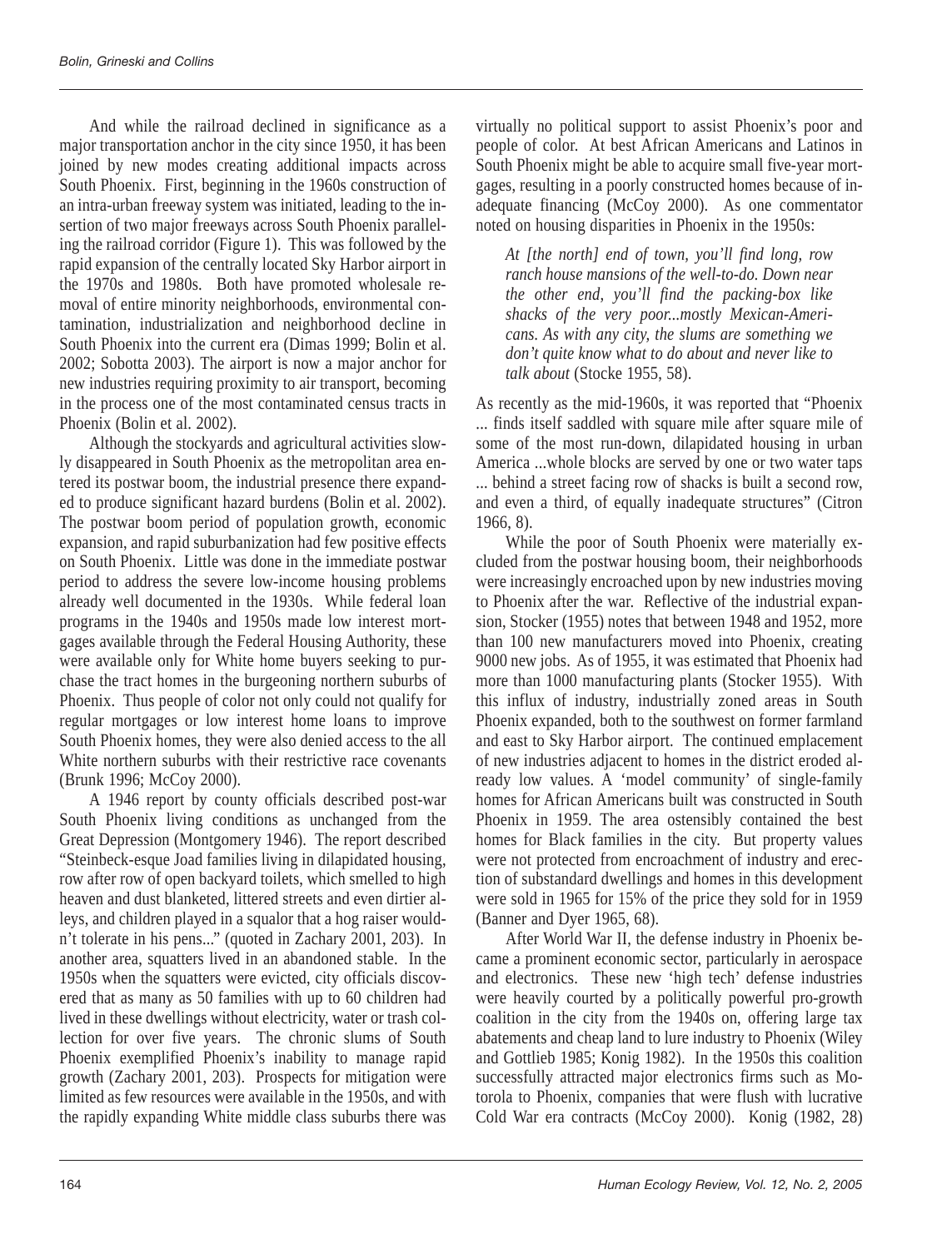And while the railroad declined in significance as a major transportation anchor in the city since 1950, it has been joined by new modes creating additional impacts across South Phoenix. First, beginning in the 1960s construction of an intra-urban freeway system was initiated, leading to the insertion of two major freeways across South Phoenix paralleling the railroad corridor (Figure 1). This was followed by the rapid expansion of the centrally located Sky Harbor airport in the 1970s and 1980s. Both have promoted wholesale removal of entire minority neighborhoods, environmental contamination, industrialization and neighborhood decline in South Phoenix into the current era (Dimas 1999; Bolin et al. 2002; Sobotta 2003). The airport is now a major anchor for new industries requiring proximity to air transport, becoming in the process one of the most contaminated census tracts in Phoenix (Bolin et al. 2002).

Although the stockyards and agricultural activities slowly disappeared in South Phoenix as the metropolitan area entered its postwar boom, the industrial presence there expanded to produce significant hazard burdens (Bolin et al. 2002). The postwar boom period of population growth, economic expansion, and rapid suburbanization had few positive effects on South Phoenix. Little was done in the immediate postwar period to address the severe low-income housing problems already well documented in the 1930s. While federal loan programs in the 1940s and 1950s made low interest mortgages available through the Federal Housing Authority, these were available only for White home buyers seeking to purchase the tract homes in the burgeoning northern suburbs of Phoenix. Thus people of color not only could not qualify for regular mortgages or low interest home loans to improve South Phoenix homes, they were also denied access to the all White northern suburbs with their restrictive race covenants (Brunk 1996; McCoy 2000).

A 1946 report by county officials described post-war South Phoenix living conditions as unchanged from the Great Depression (Montgomery 1946). The report described "Steinbeck-esque Joad families living in dilapidated housing, row after row of open backyard toilets, which smelled to high heaven and dust blanketed, littered streets and even dirtier alleys, and children played in a squalor that a hog raiser wouldn't tolerate in his pens..." (quoted in Zachary 2001, 203). In another area, squatters lived in an abandoned stable. In the 1950s when the squatters were evicted, city officials discovered that as many as 50 families with up to 60 children had lived in these dwellings without electricity, water or trash collection for over five years. The chronic slums of South Phoenix exemplified Phoenix's inability to manage rapid growth (Zachary 2001, 203). Prospects for mitigation were limited as few resources were available in the 1950s, and with the rapidly expanding White middle class suburbs there was virtually no political support to assist Phoenix's poor and people of color. At best African Americans and Latinos in South Phoenix might be able to acquire small five-year mortgages, resulting in a poorly constructed homes because of inadequate financing (McCoy 2000). As one commentator noted on housing disparities in Phoenix in the 1950s:

> *At [the north] end of town, you'll find long, row ranch house mansions of the well-to-do. Down near the other end, you'll find the packing-box like shacks of the very poor...mostly Mexican-Americans. As with any city, the slums are something we don't quite know what to do about and never like to talk about* (Stocke 1955, 58).

As recently as the mid-1960s, it was reported that "Phoenix ... finds itself saddled with square mile after square mile of some of the most run-down, dilapidated housing in urban America ...whole blocks are served by one or two water taps ... behind a street facing row of shacks is built a second row, and even a third, of equally inadequate structures" (Citron 1966, 8).

While the poor of South Phoenix were materially excluded from the postwar housing boom, their neighborhoods were increasingly encroached upon by new industries moving to Phoenix after the war. Reflective of the industrial expansion, Stocker (1955) notes that between 1948 and 1952, more than 100 new manufacturers moved into Phoenix, creating 9000 new jobs. As of 1955, it was estimated that Phoenix had more than 1000 manufacturing plants (Stocker 1955). With this influx of industry, industrially zoned areas in South Phoenix expanded, both to the southwest on former farmland and east to Sky Harbor airport. The continued emplacement of new industries adjacent to homes in the district eroded already low values. A 'model community' of single-family homes for African Americans built was constructed in South Phoenix in 1959. The area ostensibly contained the best homes for Black families in the city. But property values were not protected from encroachment of industry and erection of substandard dwellings and homes in this development were sold in 1965 for 15% of the price they sold for in 1959 (Banner and Dyer 1965, 68).

After World War II, the defense industry in Phoenix became a prominent economic sector, particularly in aerospace and electronics. These new 'high tech' defense industries were heavily courted by a politically powerful pro-growth coalition in the city from the 1940s on, offering large tax abatements and cheap land to lure industry to Phoenix (Wiley and Gottlieb 1985; Konig 1982). In the 1950s this coalition successfully attracted major electronics firms such as Motorola to Phoenix, companies that were flush with lucrative Cold War era contracts (McCoy 2000). Konig (1982, 28)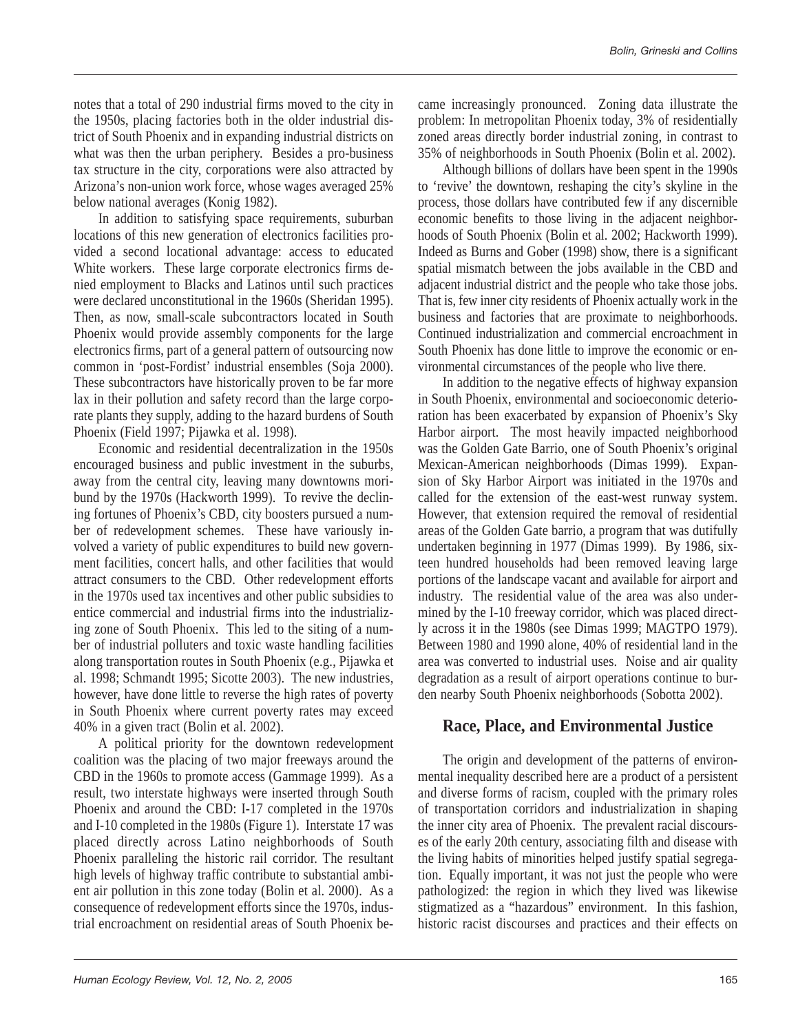notes that a total of 290 industrial firms moved to the city in the 1950s, placing factories both in the older industrial district of South Phoenix and in expanding industrial districts on what was then the urban periphery. Besides a pro-business tax structure in the city, corporations were also attracted by Arizona's non-union work force, whose wages averaged 25% below national averages (Konig 1982).

In addition to satisfying space requirements, suburban locations of this new generation of electronics facilities provided a second locational advantage: access to educated White workers. These large corporate electronics firms denied employment to Blacks and Latinos until such practices were declared unconstitutional in the 1960s (Sheridan 1995). Then, as now, small-scale subcontractors located in South Phoenix would provide assembly components for the large electronics firms, part of a general pattern of outsourcing now common in 'post-Fordist' industrial ensembles (Soja 2000). These subcontractors have historically proven to be far more lax in their pollution and safety record than the large corporate plants they supply, adding to the hazard burdens of South Phoenix (Field 1997; Pijawka et al. 1998).

Economic and residential decentralization in the 1950s encouraged business and public investment in the suburbs, away from the central city, leaving many downtowns moribund by the 1970s (Hackworth 1999). To revive the declining fortunes of Phoenix's CBD, city boosters pursued a number of redevelopment schemes. These have variously involved a variety of public expenditures to build new government facilities, concert halls, and other facilities that would attract consumers to the CBD. Other redevelopment efforts in the 1970s used tax incentives and other public subsidies to entice commercial and industrial firms into the industrializing zone of South Phoenix. This led to the siting of a number of industrial polluters and toxic waste handling facilities along transportation routes in South Phoenix (e.g., Pijawka et al. 1998; Schmandt 1995; Sicotte 2003). The new industries, however, have done little to reverse the high rates of poverty in South Phoenix where current poverty rates may exceed 40% in a given tract (Bolin et al. 2002).

A political priority for the downtown redevelopment coalition was the placing of two major freeways around the CBD in the 1960s to promote access (Gammage 1999). As a result, two interstate highways were inserted through South Phoenix and around the CBD: I-17 completed in the 1970s and I-10 completed in the 1980s (Figure 1). Interstate 17 was placed directly across Latino neighborhoods of South Phoenix paralleling the historic rail corridor. The resultant high levels of highway traffic contribute to substantial ambient air pollution in this zone today (Bolin et al. 2000). As a consequence of redevelopment efforts since the 1970s, industrial encroachment on residential areas of South Phoenix became increasingly pronounced. Zoning data illustrate the problem: In metropolitan Phoenix today, 3% of residentially zoned areas directly border industrial zoning, in contrast to 35% of neighborhoods in South Phoenix (Bolin et al. 2002).

Although billions of dollars have been spent in the 1990s to 'revive' the downtown, reshaping the city's skyline in the process, those dollars have contributed few if any discernible economic benefits to those living in the adjacent neighborhoods of South Phoenix (Bolin et al. 2002; Hackworth 1999). Indeed as Burns and Gober (1998) show, there is a significant spatial mismatch between the jobs available in the CBD and adjacent industrial district and the people who take those jobs. That is, few inner city residents of Phoenix actually work in the business and factories that are proximate to neighborhoods. Continued industrialization and commercial encroachment in South Phoenix has done little to improve the economic or environmental circumstances of the people who live there.

In addition to the negative effects of highway expansion in South Phoenix, environmental and socioeconomic deterioration has been exacerbated by expansion of Phoenix's Sky Harbor airport. The most heavily impacted neighborhood was the Golden Gate Barrio, one of South Phoenix's original Mexican-American neighborhoods (Dimas 1999). Expansion of Sky Harbor Airport was initiated in the 1970s and called for the extension of the east-west runway system. However, that extension required the removal of residential areas of the Golden Gate barrio, a program that was dutifully undertaken beginning in 1977 (Dimas 1999). By 1986, sixteen hundred households had been removed leaving large portions of the landscape vacant and available for airport and industry. The residential value of the area was also undermined by the I-10 freeway corridor, which was placed directly across it in the 1980s (see Dimas 1999; MAGTPO 1979). Between 1980 and 1990 alone, 40% of residential land in the area was converted to industrial uses. Noise and air quality degradation as a result of airport operations continue to burden nearby South Phoenix neighborhoods (Sobotta 2002).

## Race, Place, and Environmental Justice

The origin and development of the patterns of environmental inequality described here are a product of a persistent and diverse forms of racism, coupled with the primary roles of transportation corridors and industrialization in shaping the inner city area of Phoenix. The prevalent racial discourses of the early 20th century, associating filth and disease with the living habits of minorities helped justify spatial segregation. Equally important, it was not just the people who were pathologized: the region in which they lived was likewise stigmatized as a "hazardous" environment. In this fashion, historic racist discourses and practices and their effects on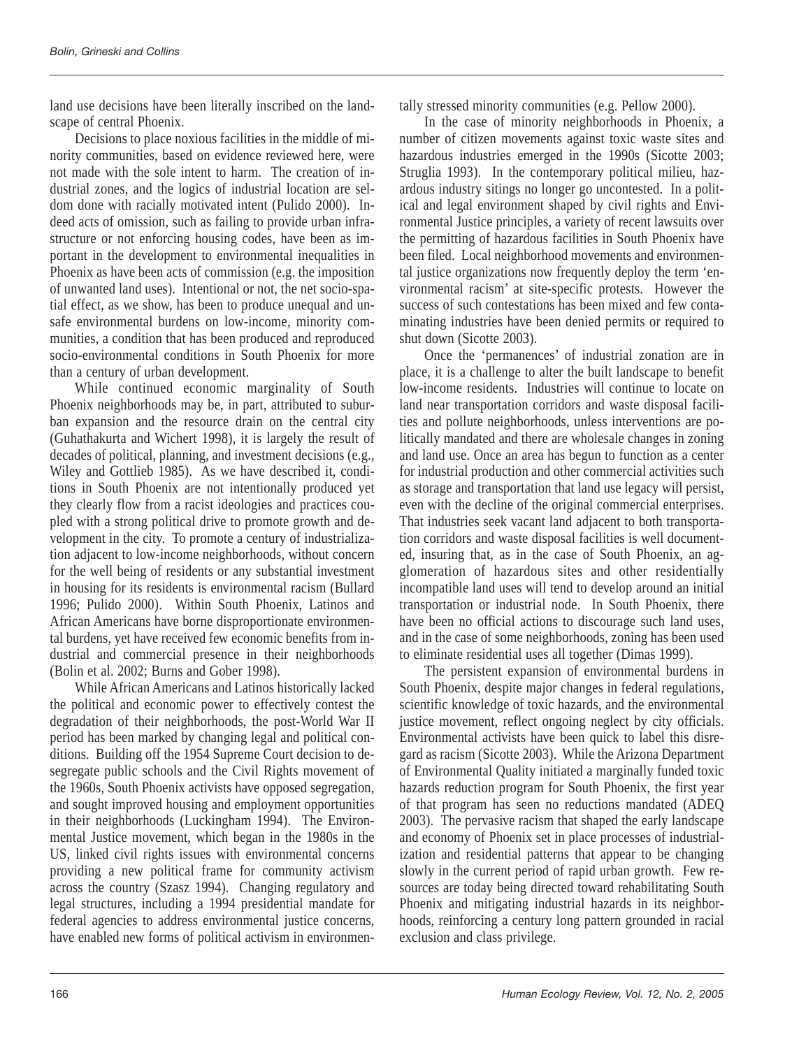land use decisions have been literally inscribed on the landscape of central Phoenix.

Decisions to place noxious facilities in the middle of minority communities, based on evidence reviewed here, were not made with the sole intent to harm. The creation of industrial zones, and the logics of industrial location are seldom done with racially motivated intent (Pulido 2000). Indeed acts of omission, such as failing to provide urban infrastructure or not enforcing housing codes, have been as important in the development to environmental inequalities in Phoenix as have been acts of commission (e.g. the imposition of unwanted land uses). Intentional or not, the net socio-spatial effect, as we show, has been to produce unequal and unsafe environmental burdens on low-income, minority communities, a condition that has been produced and reproduced socio-environmental conditions in South Phoenix for more than a century of urban development.

While continued economic marginality of South Phoenix neighborhoods may be, in part, attributed to suburban expansion and the resource drain on the central city (Guhathakurta and Wichert 1998), it is largely the result of decades of political, planning, and investment decisions (e.g., Wiley and Gottlieb 1985). As we have described it, conditions in South Phoenix are not intentionally produced yet they clearly flow from a racist ideologies and practices coupled with a strong political drive to promote growth and development in the city. To promote a century of industrialization adjacent to low-income neighborhoods, without concern for the well being of residents or any substantial investment in housing for its residents is environmental racism (Bullard 1996; Pulido 2000). Within South Phoenix, Latinos and African Americans have borne disproportionate environmental burdens, yet have received few economic benefits from industrial and commercial presence in their neighborhoods (Bolin et al. 2002; Burns and Gober 1998).

While African Americans and Latinos historically lacked the political and economic power to effectively contest the degradation of their neighborhoods, the post-World War II period has been marked by changing legal and political conditions. Building off the 1954 Supreme Court decision to desegregate public schools and the Civil Rights movement of the 1960s, South Phoenix activists have opposed segregation, and sought improved housing and employment opportunities in their neighborhoods (Luckingham 1994). The Environmental Justice movement, which began in the 1980s in the US, linked civil rights issues with environmental concerns providing a new political frame for community activism across the country (Szasz 1994). Changing regulatory and legal structures, including a 1994 presidential mandate for federal agencies to address environmental justice concerns, have enabled new forms of political activism in environmentally stressed minority communities (e.g. Pellow 2000).

In the case of minority neighborhoods in Phoenix, a number of citizen movements against toxic waste sites and hazardous industries emerged in the 1990s (Sicotte 2003; Struglia 1993). In the contemporary political milieu, hazardous industry sitings no longer go uncontested. In a political and legal environment shaped by civil rights and Environmental Justice principles, a variety of recent lawsuits over the permitting of hazardous facilities in South Phoenix have been filed. Local neighborhood movements and environmental justice organizations now frequently deploy the term 'environmental racism' at site-specific protests. However the success of such contestations has been mixed and few contaminating industries have been denied permits or required to shut down (Sicotte 2003).

Once the 'permanences' of industrial zonation are in place, it is a challenge to alter the built landscape to benefit low-income residents. Industries will continue to locate on land near transportation corridors and waste disposal facilities and pollute neighborhoods, unless interventions are politically mandated and there are wholesale changes in zoning and land use. Once an area has begun to function as a center for industrial production and other commercial activities such as storage and transportation that land use legacy will persist, even with the decline of the original commercial enterprises. That industries seek vacant land adjacent to both transportation corridors and waste disposal facilities is well documented, insuring that, as in the case of South Phoenix, an agglomeration of hazardous sites and other residentially incompatible land uses will tend to develop around an initial transportation or industrial node. In South Phoenix, there have been no official actions to discourage such land uses, and in the case of some neighborhoods, zoning has been used to eliminate residential uses all together (Dimas 1999).

The persistent expansion of environmental burdens in South Phoenix, despite major changes in federal regulations, scientific knowledge of toxic hazards, and the environmental justice movement, reflect ongoing neglect by city officials. Environmental activists have been quick to label this disregard as racism (Sicotte 2003). While the Arizona Department of Environmental Quality initiated a marginally funded toxic hazards reduction program for South Phoenix, the first year of that program has seen no reductions mandated (ADEQ 2003). The pervasive racism that shaped the early landscape and economy of Phoenix set in place processes of industrialization and residential patterns that appear to be changing slowly in the current period of rapid urban growth. Few resources are today being directed toward rehabilitating South Phoenix and mitigating industrial hazards in its neighborhoods, reinforcing a century long pattern grounded in racial exclusion and class privilege.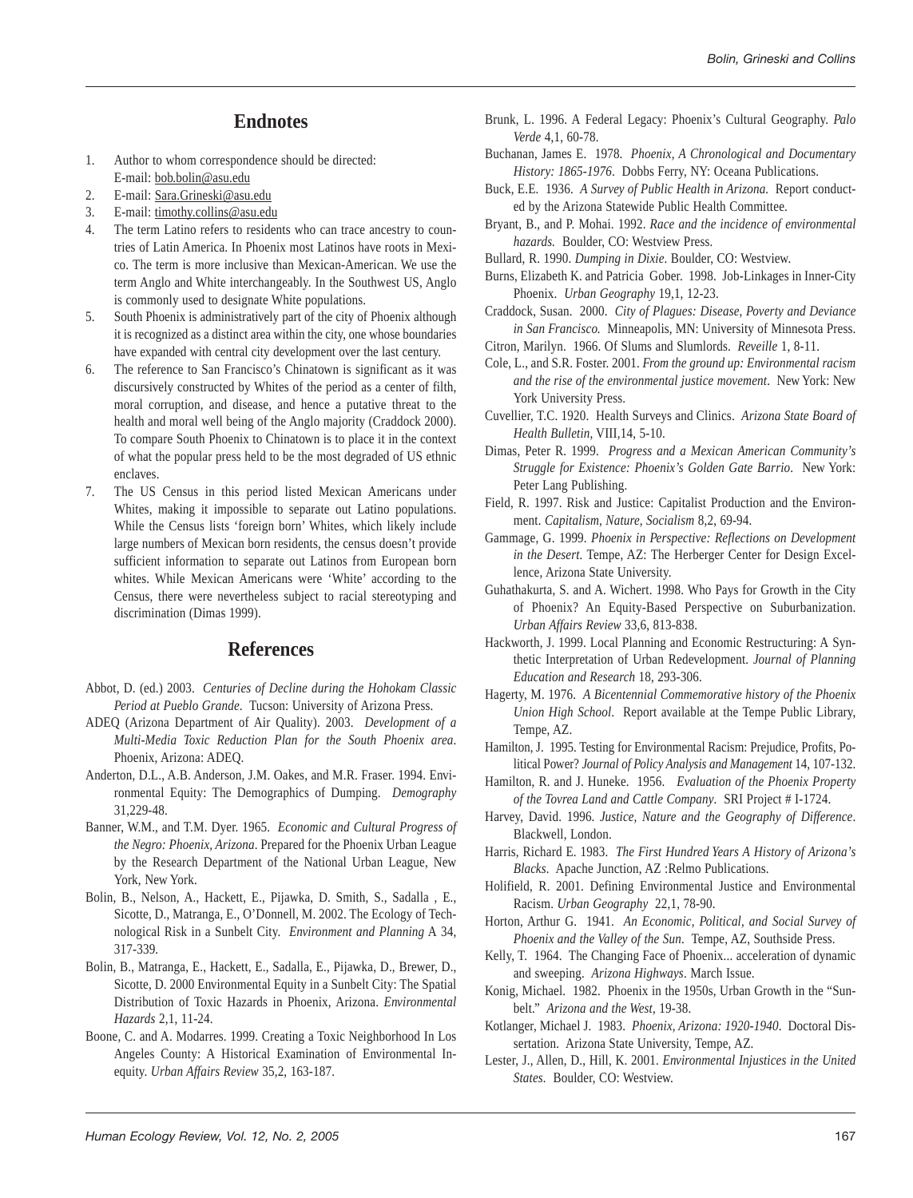## Endnotes

1. Author to whom correspondence should be directed: E-mail: bob.bolin@asu.edu
2. E-mail: Sara.Grineski@asu.edu
3. E-mail: timothy.collins@asu.edu
4. The term Latino refers to residents who can trace ancestry to countries of Latin America. In Phoenix most Latinos have roots in Mexico. The term is more inclusive than Mexican-American. We use the term Anglo and White interchangeably. In the Southwest US, Anglo is commonly used to designate White populations.
5. South Phoenix is administratively part of the city of Phoenix although it is recognized as a distinct area within the city, one whose boundaries have expanded with central city development over the last century.
6. The reference to San Francisco's Chinatown is significant as it was discursively constructed by Whites of the period as a center of filth, moral corruption, and disease, and hence a putative threat to the health and moral well being of the Anglo majority (Craddock 2000). To compare South Phoenix to Chinatown is to place it in the context of what the popular press held to be the most degraded of US ethnic enclaves.
7. The US Census in this period listed Mexican Americans under Whites, making it impossible to separate out Latino populations. While the Census lists 'foreign born' Whites, which likely include large numbers of Mexican born residents, the census doesn't provide sufficient information to separate out Latinos from European born whites. While Mexican Americans were 'White' according to the Census, there were nevertheless subject to racial stereotyping and discrimination (Dimas 1999).

## References

Abbot, D. (ed.) 2003. *Centuries of Decline during the Hohokam Classic Period at Pueblo Grande*. Tucson: University of Arizona Press.

ADEQ (Arizona Department of Air Quality). 2003. *Development of a Multi-Media Toxic Reduction Plan for the South Phoenix area*. Phoenix, Arizona: ADEQ.

Anderton, D.L., A.B. Anderson, J.M. Oakes, and M.R. Fraser. 1994. Environmental Equity: The Demographics of Dumping. *Demography* 31,229-48.

Banner, W.M., and T.M. Dyer. 1965. *Economic and Cultural Progress of the Negro: Phoenix, Arizona*. Prepared for the Phoenix Urban League by the Research Department of the National Urban League, New York, New York.

Bolin, B., Nelson, A., Hackett, E., Pijawka, D. Smith, S., Sadalla , E., Sicotte, D., Matranga, E., O'Donnell, M. 2002. The Ecology of Technological Risk in a Sunbelt City. *Environment and Planning* A 34, 317-339.

Bolin, B., Matranga, E., Hackett, E., Sadalla, E., Pijawka, D., Brewer, D., Sicotte, D. 2000 Environmental Equity in a Sunbelt City: The Spatial Distribution of Toxic Hazards in Phoenix, Arizona. *Environmental Hazards* 2,1, 11-24.

Boone, C. and A. Modarres. 1999. Creating a Toxic Neighborhood In Los Angeles County: A Historical Examination of Environmental Inequity. *Urban Affairs Review* 35,2, 163-187.

Brunk, L. 1996. A Federal Legacy: Phoenix's Cultural Geography. *Palo Verde* 4,1, 60-78.

Buchanan, James E. 1978. *Phoenix, A Chronological and Documentary History: 1865-1976*. Dobbs Ferry, NY: Oceana Publications.

Buck, E.E. 1936. *A Survey of Public Health in Arizona.* Report conducted by the Arizona Statewide Public Health Committee.

Bryant, B., and P. Mohai. 1992. *Race and the incidence of environmental hazards.* Boulder, CO: Westview Press.

Bullard, R. 1990. *Dumping in Dixie*. Boulder, CO: Westview.

Burns, Elizabeth K. and Patricia Gober. 1998. Job-Linkages in Inner-City Phoenix. *Urban Geography* 19,1, 12-23.

Craddock, Susan. 2000. *City of Plagues: Disease, Poverty and Deviance in San Francisco.* Minneapolis, MN: University of Minnesota Press.

Citron, Marilyn. 1966. Of Slums and Slumlords. *Reveille* 1, 8-11.

Cole, L., and S.R. Foster. 2001. *From the ground up: Environmental racism and the rise of the environmental justice movement*. New York: New York University Press.

Cuvellier, T.C. 1920. Health Surveys and Clinics. *Arizona State Board of Health Bulletin*, VIII,14, 5-10.

Dimas, Peter R. 1999. *Progress and a Mexican American Community's Struggle for Existence: Phoenix's Golden Gate Barrio*. New York: Peter Lang Publishing.

Field, R. 1997. Risk and Justice: Capitalist Production and the Environment. *Capitalism, Nature, Socialism* 8,2, 69-94.

Gammage, G. 1999. *Phoenix in Perspective: Reflections on Development in the Desert*. Tempe, AZ: The Herberger Center for Design Excellence, Arizona State University.

Guhathakurta, S. and A. Wichert. 1998. Who Pays for Growth in the City of Phoenix? An Equity-Based Perspective on Suburbanization. *Urban Affairs Review* 33,6, 813-838.

Hackworth, J. 1999. Local Planning and Economic Restructuring: A Synthetic Interpretation of Urban Redevelopment. *Journal of Planning Education and Research* 18, 293-306.

Hagerty, M. 1976. *A Bicentennial Commemorative history of the Phoenix Union High School*. Report available at the Tempe Public Library, Tempe, AZ.

Hamilton, J. 1995. Testing for Environmental Racism: Prejudice, Profits, Political Power? *Journal of Policy Analysis and Management* 14, 107-132.

Hamilton, R. and J. Huneke. 1956. *Evaluation of the Phoenix Property of the Tovrea Land and Cattle Company*. SRI Project # I-1724.

Harvey, David. 1996. *Justice, Nature and the Geography of Difference*. Blackwell, London.

Harris, Richard E. 1983. *The First Hundred Years A History of Arizona's Blacks*. Apache Junction, AZ :Relmo Publications.

Holifield, R. 2001. Defining Environmental Justice and Environmental Racism. *Urban Geography* 22,1, 78-90.

Horton, Arthur G. 1941. *An Economic, Political, and Social Survey of Phoenix and the Valley of the Sun*. Tempe, AZ, Southside Press.

Kelly, T. 1964. The Changing Face of Phoenix... acceleration of dynamic and sweeping. *Arizona Highways*. March Issue.

Konig, Michael. 1982. Phoenix in the 1950s, Urban Growth in the "Sunbelt." *Arizona and the West*, 19-38.

Kotlanger, Michael J. 1983. *Phoenix, Arizona: 1920-1940*. Doctoral Dissertation. Arizona State University, Tempe, AZ.

Lester, J., Allen, D., Hill, K. 2001. *Environmental Injustices in the United States*. Boulder, CO: Westview.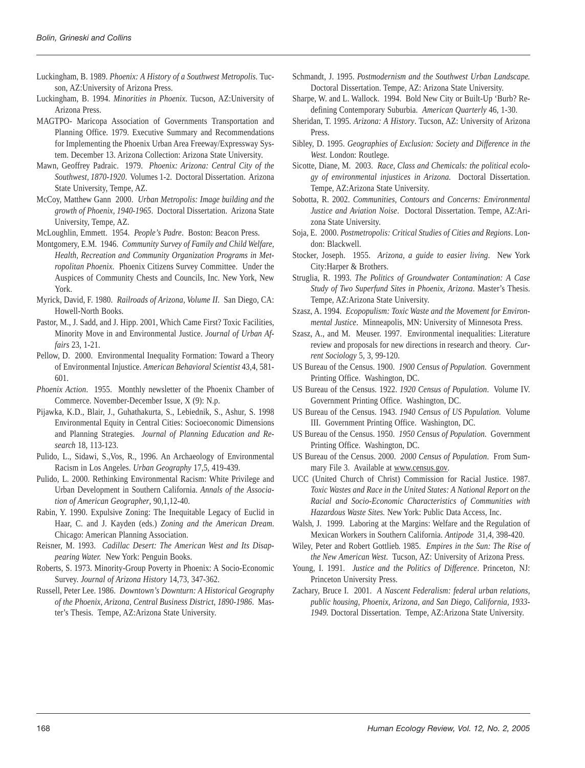Luckingham, B. 1989. *Phoenix: A History of a Southwest Metropolis*. Tucson, AZ:University of Arizona Press.

Luckingham, B. 1994. *Minorities in Phoenix*. Tucson, AZ:University of Arizona Press.

MAGTPO- Maricopa Association of Governments Transportation and Planning Office. 1979. Executive Summary and Recommendations for Implementing the Phoenix Urban Area Freeway/Expressway System. December 13. Arizona Collection: Arizona State University.

Mawn, Geoffrey Padraic. 1979. *Phoenix: Arizona: Central City of the Southwest, 1870-1920*. Volumes 1-2. Doctoral Dissertation. Arizona State University, Tempe, AZ.

McCoy, Matthew Gann 2000. *Urban Metropolis: Image building and the growth of Phoenix, 1940-1965*. Doctoral Dissertation. Arizona State University, Tempe, AZ.

McLoughlin, Emmett. 1954. *People's Padre*. Boston: Beacon Press.

Montgomery, E.M. 1946. *Community Survey of Family and Child Welfare, Health, Recreation and Community Organization Programs in Metropolitan Phoenix*. Phoenix Citizens Survey Committee. Under the Auspices of Community Chests and Councils, Inc. New York, New York.

Myrick, David, F. 1980. *Railroads of Arizona, Volume II*. San Diego, CA: Howell-North Books.

Pastor, M., J. Sadd, and J. Hipp. 2001, Which Came First? Toxic Facilities, Minority Move in and Environmental Justice. *Journal of Urban Affairs* 23, 1-21.

Pellow, D. 2000. Environmental Inequality Formation: Toward a Theory of Environmental Injustice. *American Behavioral Scientist* 43,4, 581-601.

*Phoenix Action*. 1955. Monthly newsletter of the Phoenix Chamber of Commerce. November-December Issue, X (9): N.p.

Pijawka, K.D., Blair, J., Guhathakurta, S., Lebiednik, S., Ashur, S. 1998 Environmental Equity in Central Cities: Socioeconomic Dimensions and Planning Strategies. *Journal of Planning Education and Research* 18, 113-123.

Pulido, L., Sidawi, S.,Vos, R., 1996. An Archaeology of Environmental Racism in Los Angeles. *Urban Geography* 17,5, 419-439.

Pulido, L. 2000. Rethinking Environmental Racism: White Privilege and Urban Development in Southern California. *Annals of the Association of American Geographer*, 90,1,12-40.

Rabin, Y. 1990. Expulsive Zoning: The Inequitable Legacy of Euclid in Haar, C. and J. Kayden (eds.) *Zoning and the American Dream*. Chicago: American Planning Association.

Reisner, M. 1993. *Cadillac Desert: The American West and Its Disappearing Water.* New York: Penguin Books.

Roberts, S. 1973. Minority-Group Poverty in Phoenix: A Socio-Economic Survey. *Journal of Arizona History* 14,73, 347-362.

Russell, Peter Lee. 1986. *Downtown's Downturn: A Historical Geography of the Phoenix, Arizona, Central Business District, 1890-1986*. Master's Thesis. Tempe, AZ:Arizona State University.

Schmandt, J. 1995. *Postmodernism and the Southwest Urban Landscape.* Doctoral Dissertation. Tempe, AZ: Arizona State University.

Sharpe, W. and L. Wallock. 1994. Bold New City or Built-Up 'Burb? Redefining Contemporary Suburbia. *American Quarterly* 46, 1-30.

Sheridan, T. 1995. *Arizona: A History*. Tucson, AZ: University of Arizona Press.

Sibley, D. 1995. *Geographies of Exclusion: Society and Difference in the West.* London: Routlege.

Sicotte, Diane, M. 2003. *Race, Class and Chemicals: the political ecology of environmental injustices in Arizona.* Doctoral Dissertation. Tempe, AZ:Arizona State University.

Sobotta, R. 2002. *Communities, Contours and Concerns: Environmental Justice and Aviation Noise*. Doctoral Dissertation. Tempe, AZ:Arizona State University.

Soja, E. 2000. *Postmetropolis: Critical Studies of Cities and Regions*. London: Blackwell.

Stocker, Joseph. 1955. *Arizona, a guide to easier living*. New York City:Harper & Brothers.

Struglia, R. 1993. *The Politics of Groundwater Contamination: A Case Study of Two Superfund Sites in Phoenix, Arizona*. Master's Thesis. Tempe, AZ:Arizona State University.

Szasz, A. 1994. *Ecopopulism: Toxic Waste and the Movement for Environmental Justice*. Minneapolis, MN: University of Minnesota Press.

Szasz, A., and M. Meuser. 1997. Environmental inequalities: Literature review and proposals for new directions in research and theory. *Current Sociology* 5, 3, 99-120.

US Bureau of the Census. 1900. *1900 Census of Population.* Government Printing Office. Washington, DC.

US Bureau of the Census. 1922. *1920 Census of Population*. Volume IV. Government Printing Office. Washington, DC.

US Bureau of the Census. 1943. *1940 Census of US Population.* Volume III. Government Printing Office. Washington, DC.

US Bureau of the Census. 1950. *1950 Census of Population.* Government Printing Office. Washington, DC.

US Bureau of the Census. 2000. *2000 Census of Population*. From Summary File 3. Available at www.census.gov.

UCC (United Church of Christ) Commission for Racial Justice. 1987. *Toxic Wastes and Race in the United States: A National Report on the Racial and Socio-Economic Characteristics of Communities with Hazardous Waste Sites.* New York: Public Data Access, Inc.

Walsh, J. 1999. Laboring at the Margins: Welfare and the Regulation of Mexican Workers in Southern California. *Antipode* 31,4, 398-420.

Wiley, Peter and Robert Gottlieb. 1985. *Empires in the Sun: The Rise of the New American West*. Tucson, AZ: University of Arizona Press.

Young, I. 1991. *Justice and the Politics of Difference*. Princeton, NJ: Princeton University Press.

Zachary, Bruce I. 2001. *A Nascent Federalism: federal urban relations, public housing, Phoenix, Arizona, and San Diego, California, 1933-1949.* Doctoral Dissertation. Tempe, AZ:Arizona State University.